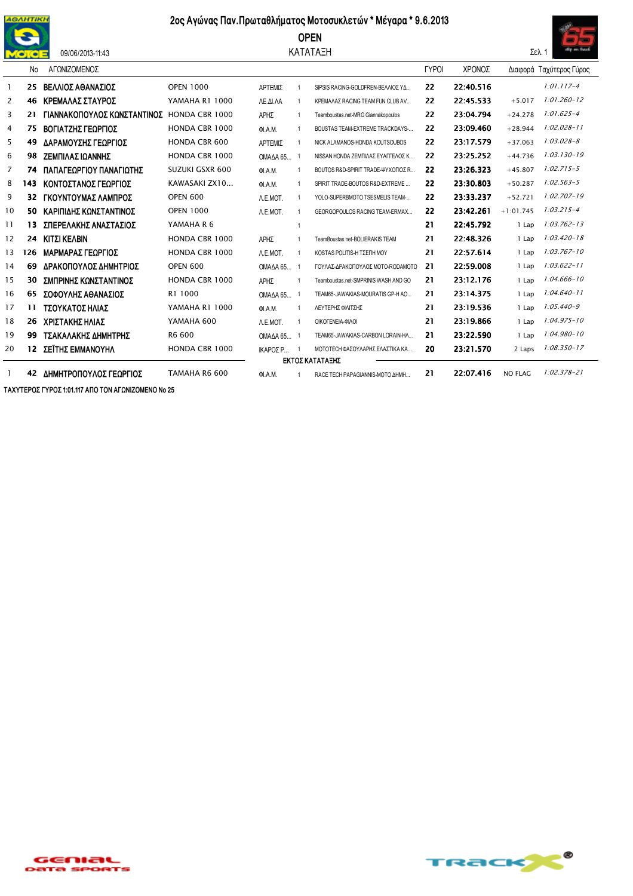# 2ος Αγώνας Παν.Πρωταθλήματος Μοτοσυκλετών * Μέγαρα * 9.6.2013

## OPEN

### ΚΑΤΑΤΑΞΗ

09/06/2013-11:43

| | No | ΑΓΩΝΙΖΟΜΕΝΟΣ | | | | | ΓΥΡΟΙ | ΧΡΟΝΟΣ | Διαφορά | Ταχύτερος Γύρος |
|---|---|---|---|---|---|---|---|---|---|---|
| 1 | 25 | ΒΕΛΛΙΟΣ ΑΘΑΝΑΣΙΟΣ | OPEN 1000 | ΑΡΤΕΜΙΣ | 1 | SIPSIS RACING-GOLDFREN-ΒΕΛΛΙΟΣ ΥΔ... | 22 | 22:40.516 | | 1:01.117-4 |
| 2 | 46 | ΚΡΕΜΑΛΑΣ ΣΤΑΥΡΟΣ | YAMAHA R1 1000 | ΛΕ.ΔΙ.ΛΑ | 1 | ΚΡΕΜΑΛΑΣ RACING TEAM FUN CLUB AV... | 22 | 22:45.533 | +5.017 | 1:01.260-12 |
| 3 | 21 | ΓΙΑΝΝΑΚΟΠΟΥΛΟΣ ΚΩΝΣΤΑΝΤΙΝΟΣ | HONDA CBR 1000 | ΑΡΗΣ | 1 | Teamboustas.net-MRG Giannakopoulos | 22 | 23:04.794 | +24.278 | 1:01.625-4 |
| 4 | 75 | ΒΟΓΙΑΤΖΗΣ ΓΕΩΡΓΙΟΣ | HONDA CBR 1000 | ΦΙ.Α.Μ. | 1 | BOUSTAS TEAM-EXTREME TRACKDAYS-... | 22 | 23:09.460 | +28.944 | 1:02.028-11 |
| 5 | 49 | ΔΑΡΑΜΟΥΣΗΣ ΓΕΩΡΓΙΟΣ | HONDA CBR 600 | ΑΡΤΕΜΙΣ | 1 | NICK ALAMANOS-HONDA KOUTSOUBOS | 22 | 23:17.579 | +37.063 | 1:03.028-8 |
| 6 | 98 | ΖΕΜΠΙΛΑΣ ΙΩΑΝΝΗΣ | HONDA CBR 1000 | ΟΜΑΔΑ 65... | 1 | NISSAN HONDA ΖΕΜΠΙΛΑΣ ΕΥΑΓΓΕΛΟΣ Κ.... | 22 | 23:25.252 | +44.736 | 1:03.130-19 |
| 7 | 74 | ΠΑΠΑΓΕΩΡΓΙΟΥ ΠΑΝΑΓΙΩΤΗΣ | SUZUKI GSXR 600 | ΦΙ.Α.Μ. | 1 | BOUTOS R&D-SPIRIT TRADE-ΨΥΧΟΓΙΟΣ R... | 22 | 23:26.323 | +45.807 | 1:02.715-5 |
| 8 | 143 | ΚΟΝΤΟΣΤΑΝΟΣ ΓΕΩΡΓΙΟΣ | KAWASAKI ZX10... | ΦΙ.Α.Μ. | 1 | SPIRIT TRADE-BOUTOS R&D-EXTREME ... | 22 | 23:30.803 | +50.287 | 1:02.563-5 |
| 9 | 32 | ΓΚΟΥΝΤΟΥΜΑΣ ΛΑΜΠΡΟΣ | OPEN 600 | Λ.Ε.ΜΟΤ. | 1 | YOLO-SUPERBMOTO TSESMELIS TEAM-... | 22 | 23:33.237 | +52.721 | 1:02.707-19 |
| 10 | 50 | ΚΑΡΙΠΙΔΗΣ ΚΩΝΣΤΑΝΤΙΝΟΣ | OPEN 1000 | Λ.Ε.ΜΟΤ. | 1 | GEORGOPOULOS RACING TEAM-ERMAX... | 22 | 23:42.261 | +1:01.745 | 1:03.215-4 |
| 11 | 13 | ΣΠΕΡΕΛΑΚΗΣ ΑΝΑΣΤΑΣΙΟΣ | YAMAHA R 6 | | 1 | | 21 | 22:45.792 | 1 Lap | 1:03.762-13 |
| 12 | 24 | ΚΙΤΣΙ ΚΕΛΒΙΝ | HONDA CBR 1000 | ΑΡΗΣ | 1 | TeamBoustas.net-BOLIERAKIS TEAM | 21 | 22:48.326 | 1 Lap | 1:03.420-18 |
| 13 | 126 | ΜΑΡΜΑΡΑΣ ΓΕΩΡΓΙΟΣ | HONDA CBR 1000 | Λ.Ε.ΜΟΤ. | 1 | KOSTAS POLITIS-H ΤΣΕΠΗ ΜΟΥ | 21 | 22:57.614 | 1 Lap | 1:03.767-10 |
| 14 | 69 | ΔΡΑΚΟΠΟΥΛΟΣ ΔΗΜΗΤΡΙΟΣ | OPEN 600 | ΟΜΑΔΑ 65... | 1 | ΓΟΥΛΑΣ-ΔΡΑΚΟΠΟΥΛΟΣ MOTO-RODAMOTO | 21 | 22:59.008 | 1 Lap | 1:03.622-11 |
| 15 | 30 | ΣΜΠΡΙΝΗΣ ΚΩΝΣΤΑΝΤΙΝΟΣ | HONDA CBR 1000 | ΑΡΗΣ | 1 | Teamboustas.net-SMPRINIS WASH AND GO | 21 | 23:12.176 | 1 Lap | 1:04.666-10 |
| 16 | 65 | ΣΟΦΟΥΛΗΣ ΑΘΑΝΑΣΙΟΣ | R1 1000 | ΟΜΑΔΑ 65... | 1 | TEAM65-JAWAKIAS-MOURATIS GP-H AO... | 21 | 23:14.375 | 1 Lap | 1:04.640-11 |
| 17 | 11 | ΤΣΟΥΚΑΤΟΣ ΗΛΙΑΣ | YAMAHA R1 1000 | ΦΙ.Α.Μ. | 1 | ΛΕΥΤΕΡΗΣ ΦΙΛΙΤΣΗΣ | 21 | 23:19.536 | 1 Lap | 1:05.440-9 |
| 18 | 26 | ΧΡΙΣΤΑΚΗΣ ΗΛΙΑΣ | YAMAHA 600 | Λ.Ε.ΜΟΤ. | 1 | ΟΙΚΟΓΕΝΕΙΑ-ΦΙΛΟΙ | 21 | 23:19.866 | 1 Lap | 1:04.975-10 |
| 19 | 99 | ΤΣΑΚΑΛΑΚΗΣ ΔΗΜΗΤΡΗΣ | R6 600 | ΟΜΑΔΑ 65... | 1 | TEAM65-JAWAKIAS-CARBON LORAIN-ΗΛ... | 21 | 23:22.590 | 1 Lap | 1:04.980-10 |
| 20 | 12 | ΖΕΪΤΗΣ ΕΜΜΑΝΟΥΗΛ | HONDA CBR 1000 | ΙΚΑΡΟΣ Ρ... | 1 | MOTOTECH ΦΑΣΟΥΛΑΡΗΣ ΕΛΑΣΤΙΚΑ ΚΑ... | 20 | 23:21.570 | 2 Laps | 1:08.350-17 |
| | | **ΕΚΤΟΣ ΚΑΤΑΤΑΞΗΣ** | | | | | | | | |
| 1 | 42 | ΔΗΜΗΤΡΟΠΟΥΛΟΣ ΓΕΩΡΓΙΟΣ | ΤΑΜΑΗΑ R6 600 | ΦΙ.Α.Μ. | 1 | RACE TECH PAPAGIANNIS-MOTO ΔΗΜΗ... | 21 | 22:07.416 | NO FLAG | 1:02.378-21 |

**ΤΑΧΥΤΕΡΟΣ ΓΥΡΟΣ 1:01.117 ΑΠΟ ΤΟΝ ΑΓΩΝΙΖΟΜΕΝΟ No 25**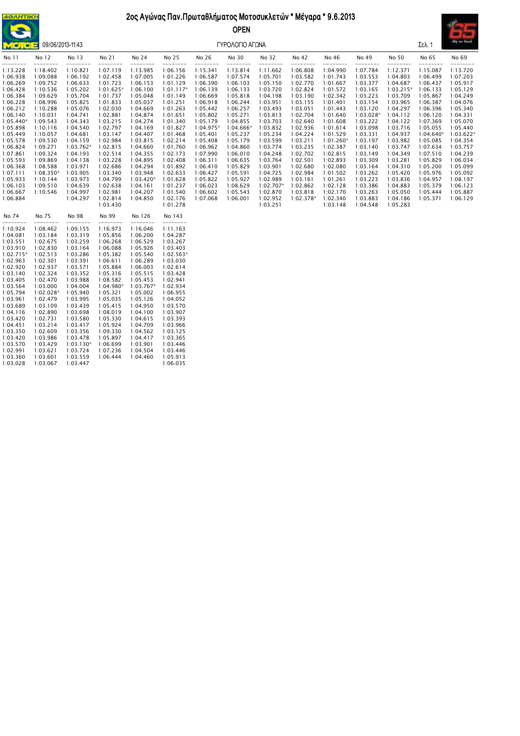# 2ος Αγώνας Παν.Πρωταθλήματος Μοτοσυκλετών * Μέγαρα * 9.6.2013

## OPEN

09/06/2013-11:43

ΓΥΡΟΛΟΓΙΟ ΑΓΩΝΑ

| No 11 | No 12 | No 13 | No 21 | No 24 | No 25 | No 26 | No 30 | No 32 | No 42 | No 46 | No 49 | No 50 | No 65 | No 69 |
|---|---|---|---|---|---|---|---|---|---|---|---|---|---|---|
| 1:13.228 | 1:18.402 | 1:10.821 | 1:07.119 | 1:13.985 | 1:06.156 | 1:15.341 | 1:13.814 | 1:11.662 | 1:06.808 | 1:04.990 | 1:07.784 | 1:12.371 | 1:15.087 | 1:13.720 |
| 1:06.938 | 1:09.088 | 1:06.192 | 1:02.458 | 1:07.005 | 1:01.226 | 1:06.587 | 1:07.574 | 1:05.701 | 1:03.582 | 1:01.743 | 1:03.553 | 1:04.803 | 1:06.499 | 1:07.203 |
| 1:06.269 | 1:09.752 | 1:06.633 | 1:01.723 | 1:06.153 | 1:01.129 | 1:06.390 | 1:06.103 | 1:05.150 | 1:02.770 | 1:01.667 | 1:03.377 | 1:04.687 | 1:06.437 | 1:05.917 |
| 1:06.428 | 1:10.536 | 1:05.202 | 1:01.625* | 1:06.100 | 1:01.117* | 1:06.139 | 1:06.133 | 1:03.720 | 1:02.824 | 1:01.572 | 1:03.165 | 1:03.215* | 1:06.133 | 1:05.129 |
| 1:06.384 | 1:09.629 | 1:05.704 | 1:01.737 | 1:05.048 | 1:01.149 | 1:06.669 | 1:05.818 | 1:04.198 | 1:03.190 | 1:02.342 | 1:03.223 | 1:03.709 | 1:05.867 | 1:04.249 |
| 1:06.228 | 1:08.996 | 1:05.825 | 1:01.833 | 1:05.037 | 1:01.251 | 1:06.918 | 1:06.244 | 1:03.951 | 1:03.155 | 1:01.401 | 1:03.154 | 1:03.965 | 1:06.387 | 1:04.076 |
| 1:06.212 | 1:10.288 | 1:05.076 | 1:02.030 | 1:04.669 | 1:01.263 | 1:05.442 | 1:06.257 | 1:03.493 | 1:03.051 | 1:01.443 | 1:03.120 | 1:04.297 | 1:06.396 | 1:05.340 |
| 1:06.140 | 1:10.031 | 1:04.741 | 1:02.881 | 1:04.874 | 1:01.651 | 1:05.802 | 1:05.271 | 1:03.813 | 1:02.704 | 1:01.640 | 1:03.028* | 1:04.112 | 1:06.120 | 1:04.331 |
| 1:05.440* | 1:09.543 | 1:04.343 | 1:03.215 | 1:04.274 | 1:01.340 | 1:05.179 | 1:04.855 | 1:03.703 | 1:02.640 | 1:01.608 | 1:03.222 | 1:04.122 | 1:07.369 | 1:05.070 |
| 1:05.898 | 1:10.116 | 1:04.540 | 1:02.797 | 1:04.169 | 1:01.827 | 1:04.975* | 1:04.666* | 1:03.832 | 1:02.936 | 1:01.614 | 1:03.098 | 1:03.716 | 1:05.055 | 1:05.440 |
| 1:05.449 | 1:10.057 | 1:04.681 | 1:03.147 | 1:04.407 | 1:01.468 | 1:05.401 | 1:05.237 | 1:05.234 | 1:04.224 | 1:01.529 | 1:03.331 | 1:04.937 | 1:04.640* | 1:03.622* |
| 1:05.578 | 1:09.530 | 1:04.159 | 1:02.984 | 1:03.815 | 1:02.214 | 1:05.408 | 1:05.179 | 1:03.599 | 1:03.211 | 1:01.260* | 1:03.197 | 1:03.982 | 1:05.085 | 1:04.354 |
| 1:06.824 | 1:09.271 | 1:03.762* | 1:02.815 | 1:04.660 | 1:01.760 | 1:06.962 | 1:04.860 | 1:03.774 | 1:03.235 | 1:02.387 | 1:03.140 | 1:03.747 | 1:07.634 | 1:03.757 |
| 1:07.861 | 1:09.324 | 1:04.193 | 1:02.514 | 1:04.355 | 1:02.173 | 1:07.990 | 1:06.010 | 1:04.248 | 1:02.702 | 1:02.815 | 1:03.149 | 1:04.349 | 1:07.510 | 1:04.239 |
| 1:05.593 | 1:09.869 | 1:04.138 | 1:03.228 | 1:04.895 | 1:02.408 | 1:06.311 | 1:06.635 | 1:03.764 | 1:02.501 | 1:02.893 | 1:03.309 | 1:03.281 | 1:05.829 | 1:06.034 |
| 1:06.368 | 1:08.588 | 1:03.971 | 1:02.686 | 1:04.294 | 1:01.892 | 1:06.410 | 1:05.829 | 1:03.901 | 1:02.680 | 1:02.080 | 1:03.164 | 1:04.310 | 1:05.200 | 1:05.099 |
| 1:07.111 | 1:08.350* | 1:03.905 | 1:03.340 | 1:03.948 | 1:02.633 | 1:06.427 | 1:05.591 | 1:04.725 | 1:02.984 | 1:01.502 | 1:03.262 | 1:05.420 | 1:05.976 | 1:05.092 |
| 1:05.933 | 1:10.144 | 1:03.973 | 1:04.799 | 1:03.420* | 1:01.628 | 1:05.822 | 1:05.927 | 1:02.989 | 1:03.161 | 1:01.261 | 1:03.223 | 1:03.836 | 1:04.957 | 1:08.197 |
| 1:06.103 | 1:09.510 | 1:04.639 | 1:02.638 | 1:04.161 | 1:01.237 | 1:06.023 | 1:08.629 | 1:02.707* | 1:02.862 | 1:02.128 | 1:03.386 | 1:04.883 | 1:05.379 | 1:06.123 |
| 1:06.667 | 1:10.546 | 1:04.997 | 1:02.981 | 1:04.207 | 1:01.540 | 1:06.602 | 1:05.543 | 1:02.870 | 1:03.818 | 1:02.170 | 1:03.263 | 1:05.050 | 1:05.444 | 1:05.887 |
| 1:06.884 | | 1:04.297 | 1:02.814 | 1:04.850 | 1:02.176 | 1:07.068 | 1:06.001 | 1:02.952 | 1:02.378* | 1:02.340 | 1:03.883 | 1:04.186 | 1:05.371 | 1:06.129 |
| | | | 1:03.430 | | 1:01.278 | | | 1:03.251 | | 1:03.148 | 1:04.548 | 1:05.283 | | |

| No 74 | No 75 | No 98 | No 99 | No 126 | No 143 |
|---|---|---|---|---|---|
| 1:10.924 | 1:08.462 | 1:09.155 | 1:16.973 | 1:16.046 | 1:11.163 |
| 1:04.081 | 1:03.184 | 1:03.319 | 1:05.856 | 1:06.200 | 1:04.287 |
| 1:03.551 | 1:02.675 | 1:03.259 | 1:06.268 | 1:06.529 | 1:03.267 |
| 1:03.910 | 1:02.830 | 1:03.164 | 1:06.088 | 1:05.926 | 1:03.403 |
| 1:02.715* | 1:02.513 | 1:03.286 | 1:05.382 | 1:05.540 | 1:02.563* |
| 1:02.963 | 1:02.301 | 1:03.391 | 1:06.611 | 1:06.289 | 1:03.030 |
| 1:02.920 | 1:02.937 | 1:03.571 | 1:05.884 | 1:06.003 | 1:02.614 |
| 1:03.140 | 1:02.324 | 1:03.352 | 1:05.316 | 1:05.515 | 1:03.428 |
| 1:03.405 | 1:02.470 | 1:03.988 | 1:08.582 | 1:05.453 | 1:02.941 |
| 1:03.564 | 1:03.000 | 1:04.004 | 1:04.980* | 1:03.767* | 1:02.934 |
| 1:05.794 | 1:02.028* | 1:05.940 | 1:05.321 | 1:05.002 | 1:06.955 |
| 1:03.961 | 1:02.479 | 1:03.995 | 1:05.035 | 1:05.126 | 1:04.052 |
| 1:03.689 | 1:03.109 | 1:03.439 | 1:05.415 | 1:04.950 | 1:03.570 |
| 1:04.116 | 1:02.890 | 1:03.698 | 1:08.019 | 1:04.100 | 1:03.907 |
| 1:03.420 | 1:02.731 | 1:03.580 | 1:05.330 | 1:04.615 | 1:03.393 |
| 1:04.451 | 1:03.214 | 1:03.417 | 1:05.924 | 1:04.709 | 1:03.966 |
| 1:03.350 | 1:02.609 | 1:03.356 | 1:09.330 | 1:04.562 | 1:03.125 |
| 1:03.420 | 1:03.986 | 1:03.478 | 1:05.897 | 1:04.417 | 1:03.365 |
| 1:03.570 | 1:03.429 | 1:03.130* | 1:06.699 | 1:03.901 | 1:03.446 |
| 1:02.991 | 1:03.621 | 1:03.724 | 1:07.236 | 1:04.504 | 1:03.446 |
| 1:03.360 | 1:03.601 | 1:03.559 | 1:06.444 | 1:04.460 | 1:05.913 |
| 1:03.028 | 1:03.067 | 1:03.447 | | | 1:06.035 |